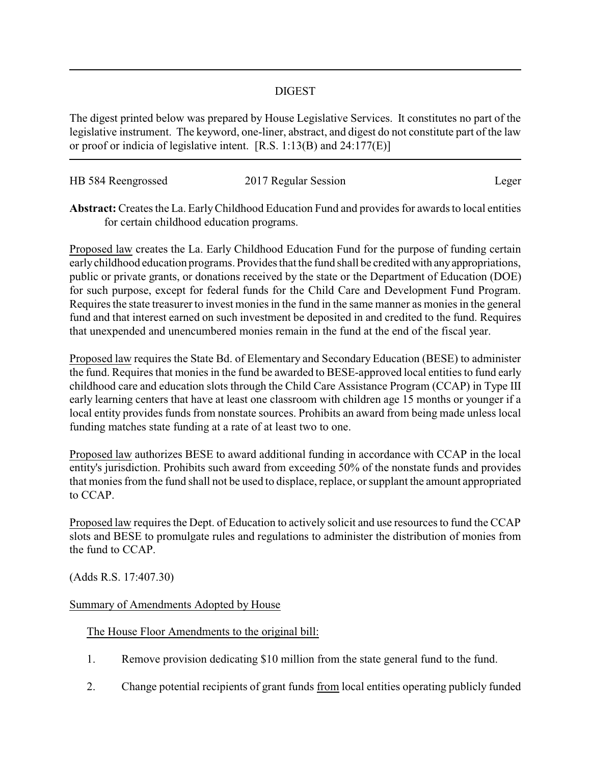## DIGEST

The digest printed below was prepared by House Legislative Services. It constitutes no part of the legislative instrument. The keyword, one-liner, abstract, and digest do not constitute part of the law or proof or indicia of legislative intent. [R.S. 1:13(B) and 24:177(E)]

HB 584 Reengrossed | 2017 Regular Session | Leger

**Abstract:** Creates the La. Early Childhood Education Fund and provides for awards to local entities for certain childhood education programs.

Proposed law creates the La. Early Childhood Education Fund for the purpose of funding certain early childhood education programs. Provides that the fund shall be credited with any appropriations, public or private grants, or donations received by the state or the Department of Education (DOE) for such purpose, except for federal funds for the Child Care and Development Fund Program. Requires the state treasurer to invest monies in the fund in the same manner as monies in the general fund and that interest earned on such investment be deposited in and credited to the fund. Requires that unexpended and unencumbered monies remain in the fund at the end of the fiscal year.

Proposed law requires the State Bd. of Elementary and Secondary Education (BESE) to administer the fund. Requires that monies in the fund be awarded to BESE-approved local entities to fund early childhood care and education slots through the Child Care Assistance Program (CCAP) in Type III early learning centers that have at least one classroom with children age 15 months or younger if a local entity provides funds from nonstate sources. Prohibits an award from being made unless local funding matches state funding at a rate of at least two to one.

Proposed law authorizes BESE to award additional funding in accordance with CCAP in the local entity's jurisdiction. Prohibits such award from exceeding 50% of the nonstate funds and provides that monies from the fund shall not be used to displace, replace, or supplant the amount appropriated to CCAP.

Proposed law requires the Dept. of Education to actively solicit and use resources to fund the CCAP slots and BESE to promulgate rules and regulations to administer the distribution of monies from the fund to CCAP.

(Adds R.S. 17:407.30)

Summary of Amendments Adopted by House

The House Floor Amendments to the original bill:

1. Remove provision dedicating $10 million from the state general fund to the fund.

2. Change potential recipients of grant funds from local entities operating publicly funded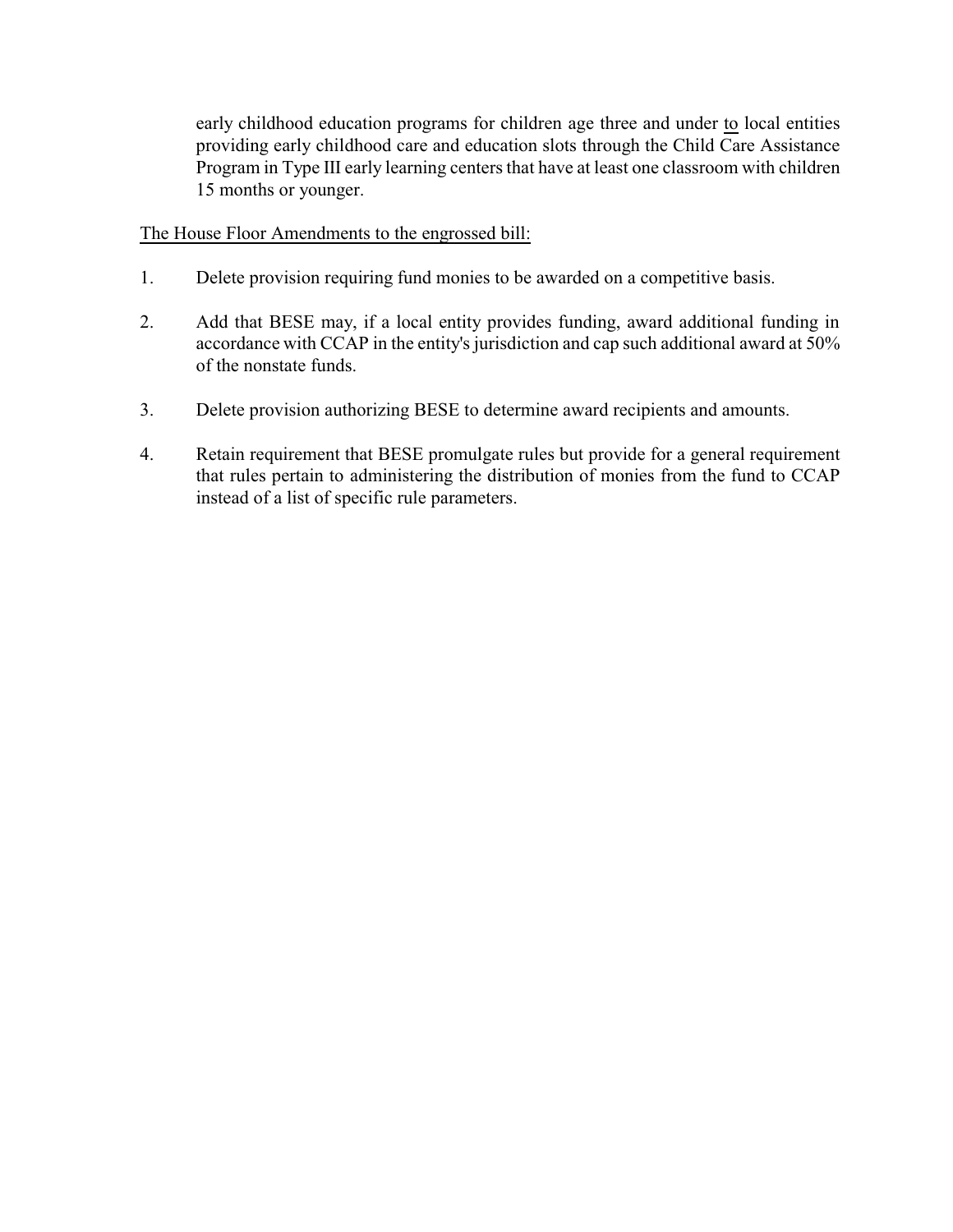early childhood education programs for children age three and under <u>to</u> local entities providing early childhood care and education slots through the Child Care Assistance Program in Type III early learning centers that have at least one classroom with children 15 months or younger.

<u>The House Floor Amendments to the engrossed bill:</u>

1. Delete provision requiring fund monies to be awarded on a competitive basis.

2. Add that BESE may, if a local entity provides funding, award additional funding in accordance with CCAP in the entity's jurisdiction and cap such additional award at 50% of the nonstate funds.

3. Delete provision authorizing BESE to determine award recipients and amounts.

4. Retain requirement that BESE promulgate rules but provide for a general requirement that rules pertain to administering the distribution of monies from the fund to CCAP instead of a list of specific rule parameters.